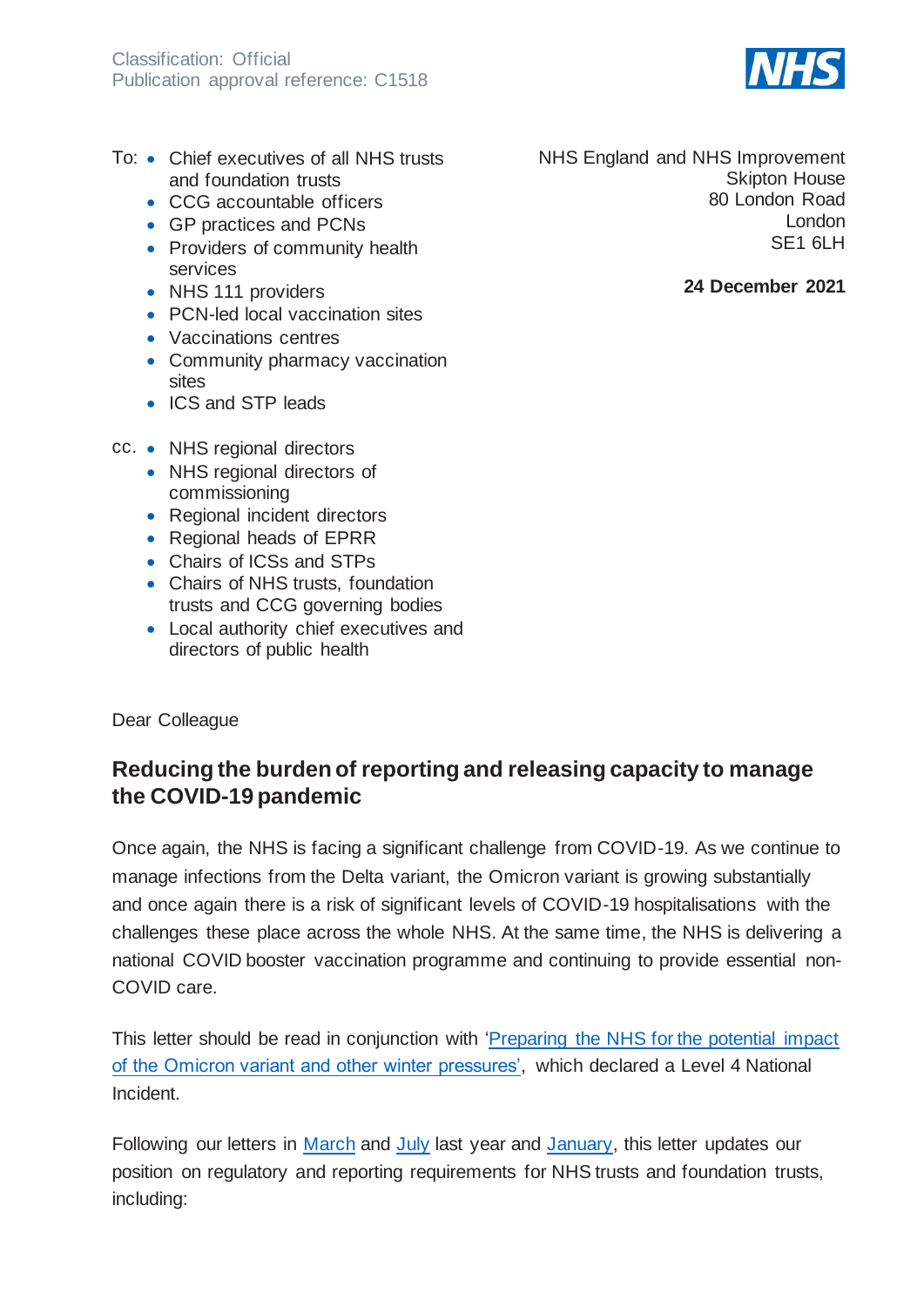Classification: Official
Publication approval reference: C1518

To:
- Chief executives of all NHS trusts and foundation trusts
- CCG accountable officers
- GP practices and PCNs
- Providers of community health services
- NHS 111 providers
- PCN-led local vaccination sites
- Vaccinations centres
- Community pharmacy vaccination sites
- ICS and STP leads

cc.
- NHS regional directors
- NHS regional directors of commissioning
- Regional incident directors
- Regional heads of EPRR
- Chairs of ICSs and STPs
- Chairs of NHS trusts, foundation trusts and CCG governing bodies
- Local authority chief executives and directors of public health

NHS England and NHS Improvement
Skipton House
80 London Road
London
SE1 6LH

**24 December 2021**

Dear Colleague

## Reducing the burden of reporting and releasing capacity to manage the COVID-19 pandemic

Once again, the NHS is facing a significant challenge from COVID-19. As we continue to manage infections from the Delta variant, the Omicron variant is growing substantially and once again there is a risk of significant levels of COVID-19 hospitalisations with the challenges these place across the whole NHS. At the same time, the NHS is delivering a national COVID booster vaccination programme and continuing to provide essential non-COVID care.

This letter should be read in conjunction with '[Preparing the NHS for the potential impact of the Omicron variant and other winter pressures](#)', which declared a Level 4 National Incident.

Following our letters in [March](#) and [July](#) last year and [January](#), this letter updates our position on regulatory and reporting requirements for NHS trusts and foundation trusts, including: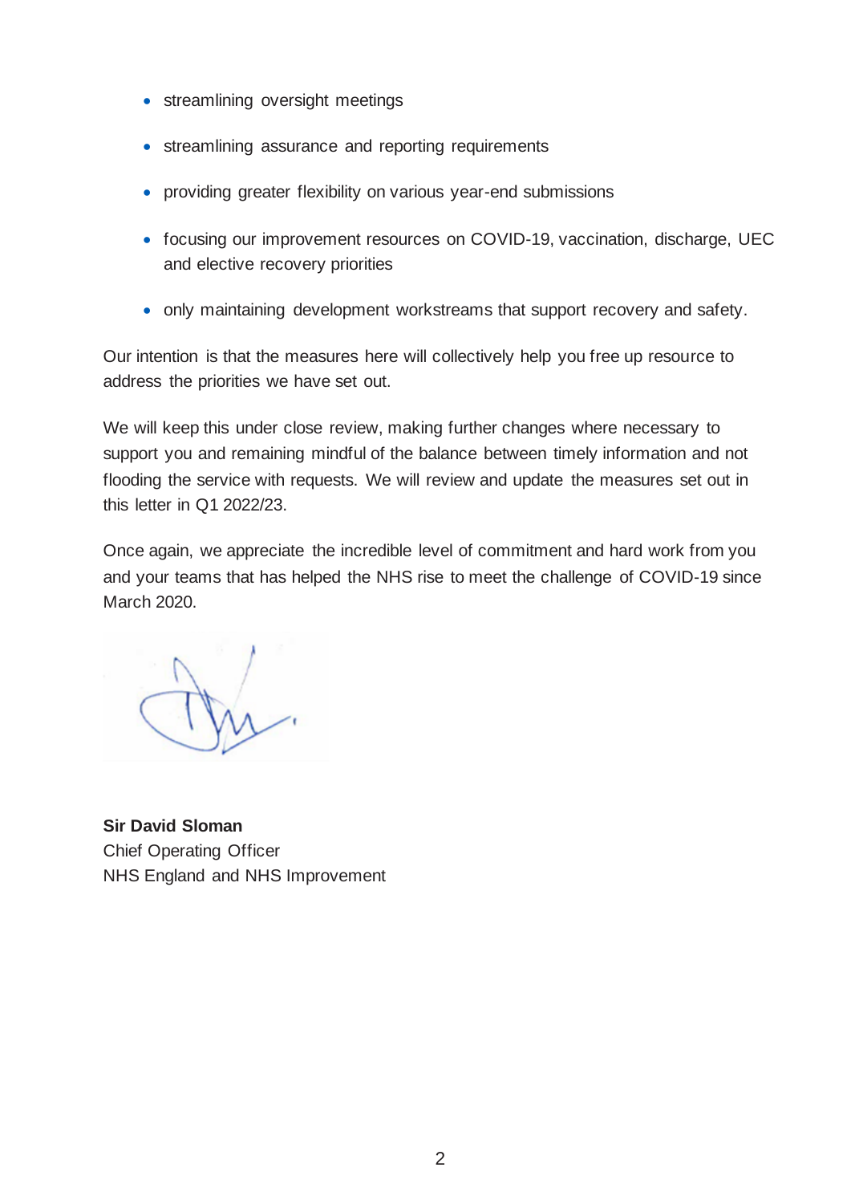- streamlining oversight meetings
- streamlining assurance and reporting requirements
- providing greater flexibility on various year-end submissions
- focusing our improvement resources on COVID-19, vaccination, discharge, UEC and elective recovery priorities
- only maintaining development workstreams that support recovery and safety.

Our intention is that the measures here will collectively help you free up resource to address the priorities we have set out.

We will keep this under close review, making further changes where necessary to support you and remaining mindful of the balance between timely information and not flooding the service with requests. We will review and update the measures set out in this letter in Q1 2022/23.

Once again, we appreciate the incredible level of commitment and hard work from you and your teams that has helped the NHS rise to meet the challenge of COVID-19 since March 2020.

**Sir David Sloman**
Chief Operating Officer
NHS England and NHS Improvement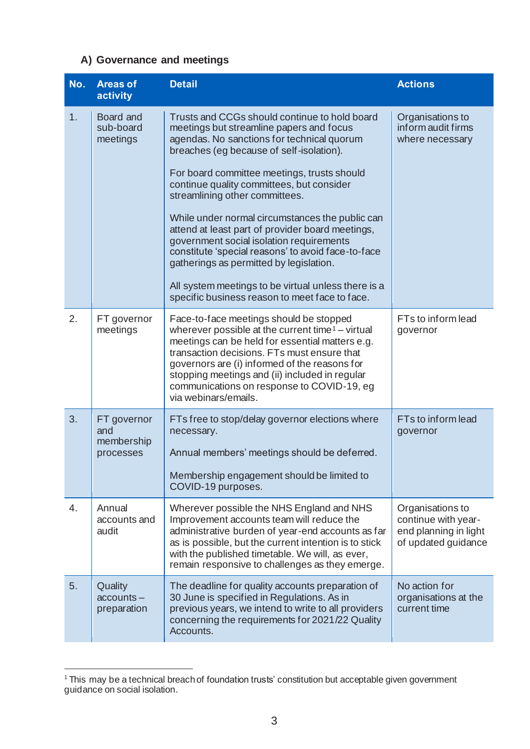### A) Governance and meetings

| No. | Areas of activity | Detail | Actions |
|---|---|---|---|
| 1. | Board and sub-board meetings | Trusts and CCGs should continue to hold board meetings but streamline papers and focus agendas. No sanctions for technical quorum breaches (eg because of self-isolation).<br><br>For board committee meetings, trusts should continue quality committees, but consider streamlining other committees.<br><br>While under normal circumstances the public can attend at least part of provider board meetings, government social isolation requirements constitute 'special reasons' to avoid face-to-face gatherings as permitted by legislation.<br><br>All system meetings to be virtual unless there is a specific business reason to meet face to face. | Organisations to inform audit firms where necessary |
| 2. | FT governor meetings | Face-to-face meetings should be stopped wherever possible at the current time[1] – virtual meetings can be held for essential matters e.g. transaction decisions. FTs must ensure that governors are (i) informed of the reasons for stopping meetings and (ii) included in regular communications on response to COVID-19, eg via webinars/emails. | FTs to inform lead governor |
| 3. | FT governor and membership processes | FTs free to stop/delay governor elections where necessary.<br><br>Annual members' meetings should be deferred.<br><br>Membership engagement should be limited to COVID-19 purposes. | FTs to inform lead governor |
| 4. | Annual accounts and audit | Wherever possible the NHS England and NHS Improvement accounts team will reduce the administrative burden of year-end accounts as far as is possible, but the current intention is to stick with the published timetable. We will, as ever, remain responsive to challenges as they emerge. | Organisations to continue with year-end planning in light of updated guidance |
| 5. | Quality accounts – preparation | The deadline for quality accounts preparation of 30 June is specified in Regulations. As in previous years, we intend to write to all providers concerning the requirements for 2021/22 Quality Accounts. | No action for organisations at the current time |

[1] This may be a technical breach of foundation trusts' constitution but acceptable given government guidance on social isolation.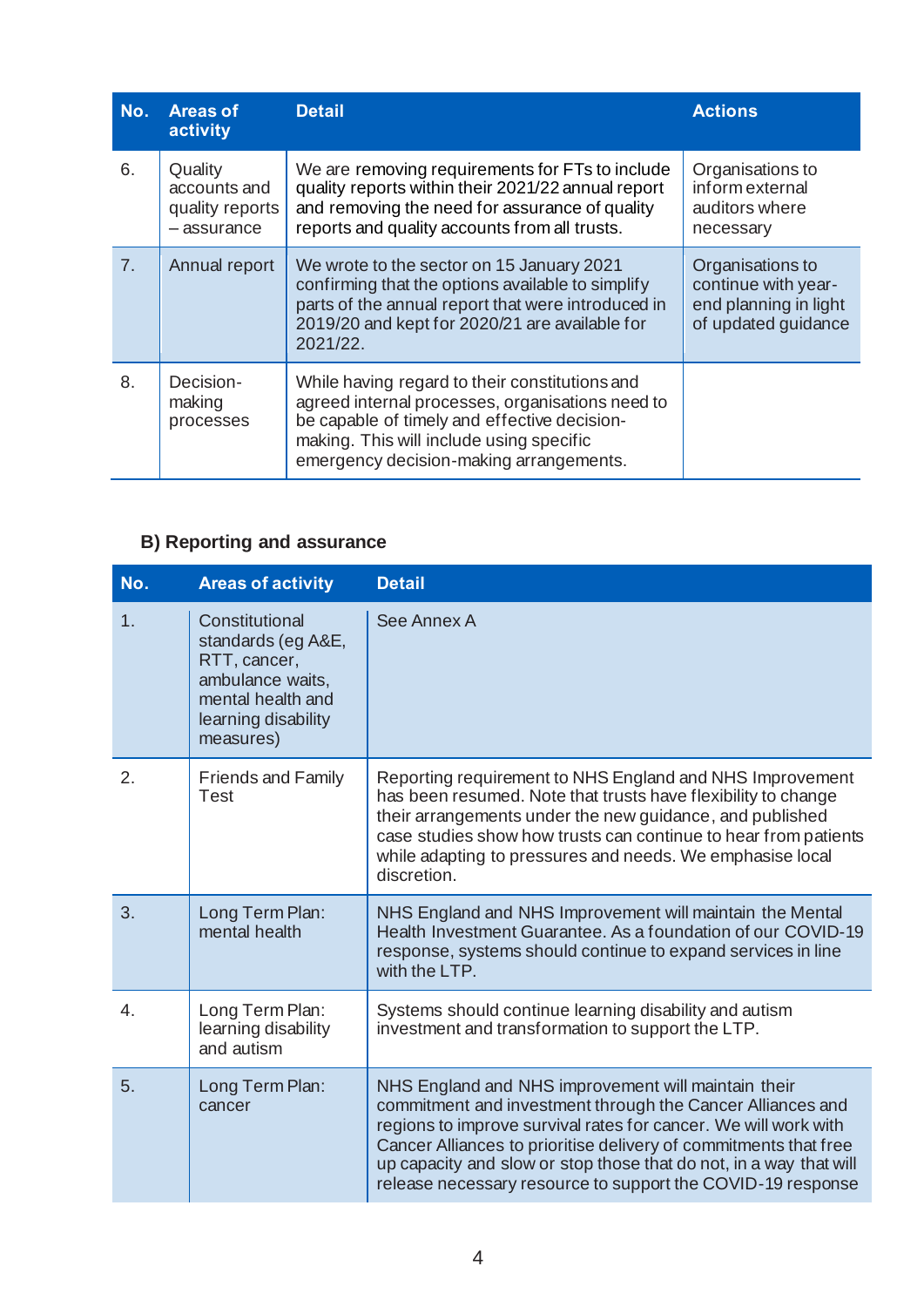| No. | Areas of activity | Detail | Actions |
|---|---|---|---|
| 6. | Quality accounts and quality reports – assurance | We are removing requirements for FTs to include quality reports within their 2021/22 annual report and removing the need for assurance of quality reports and quality accounts from all trusts. | Organisations to inform external auditors where necessary |
| 7. | Annual report | We wrote to the sector on 15 January 2021 confirming that the options available to simplify parts of the annual report that were introduced in 2019/20 and kept for 2020/21 are available for 2021/22. | Organisations to continue with year-end planning in light of updated guidance |
| 8. | Decision-making processes | While having regard to their constitutions and agreed internal processes, organisations need to be capable of timely and effective decision-making. This will include using specific emergency decision-making arrangements. | |

### B) Reporting and assurance

| No. | Areas of activity | Detail |
|---|---|---|
| 1. | Constitutional standards (eg A&E, RTT, cancer, ambulance waits, mental health and learning disability measures) | See Annex A |
| 2. | Friends and Family Test | Reporting requirement to NHS England and NHS Improvement has been resumed. Note that trusts have flexibility to change their arrangements under the new guidance, and published case studies show how trusts can continue to hear from patients while adapting to pressures and needs. We emphasise local discretion. |
| 3. | Long Term Plan: mental health | NHS England and NHS Improvement will maintain the Mental Health Investment Guarantee. As a foundation of our COVID-19 response, systems should continue to expand services in line with the LTP. |
| 4. | Long Term Plan: learning disability and autism | Systems should continue learning disability and autism investment and transformation to support the LTP. |
| 5. | Long Term Plan: cancer | NHS England and NHS improvement will maintain their commitment and investment through the Cancer Alliances and regions to improve survival rates for cancer. We will work with Cancer Alliances to prioritise delivery of commitments that free up capacity and slow or stop those that do not, in a way that will release necessary resource to support the COVID-19 response |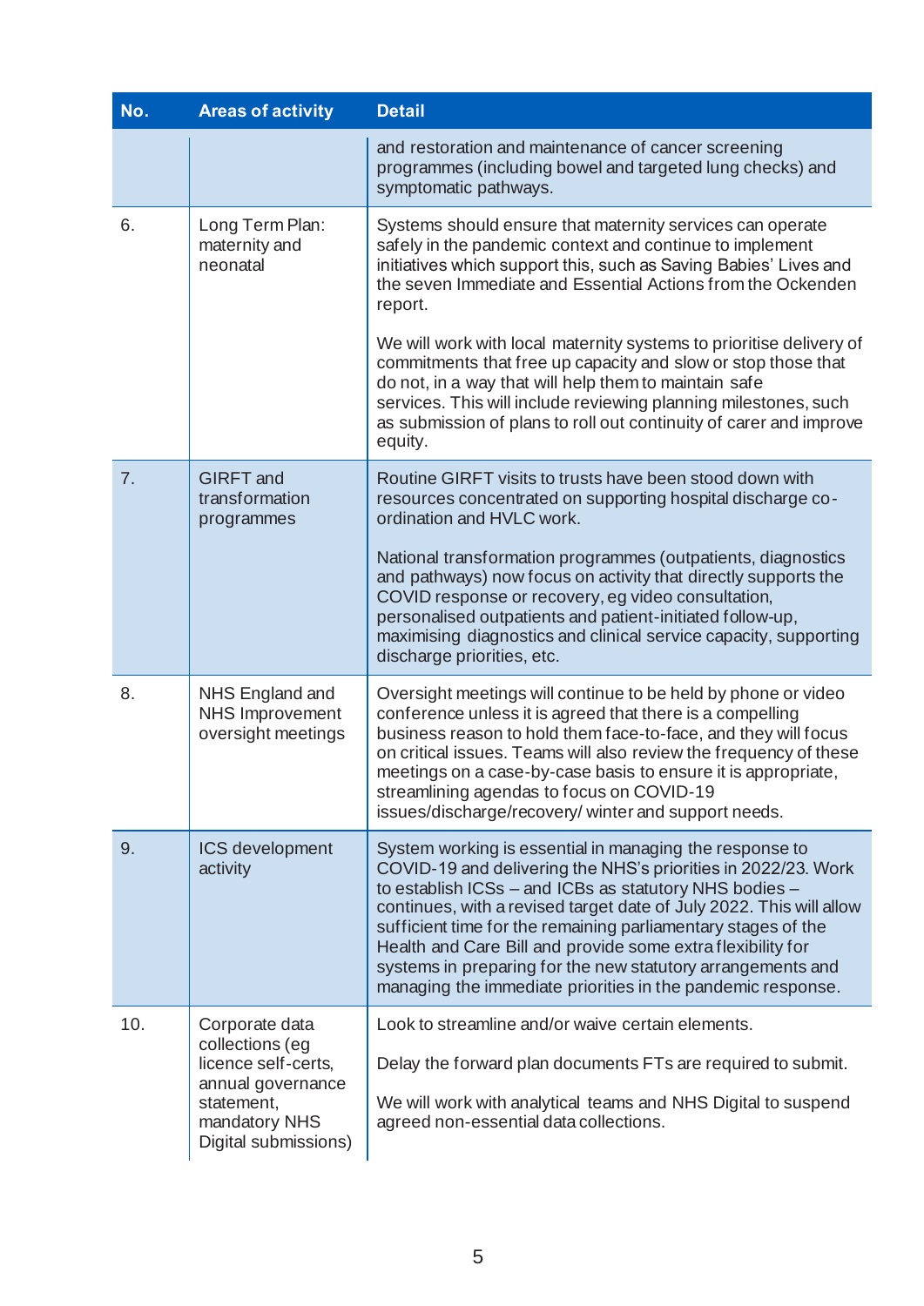| No. | Areas of activity | Detail |
| --- | --- | --- |
| | | and restoration and maintenance of cancer screening programmes (including bowel and targeted lung checks) and symptomatic pathways. |
| 6. | Long Term Plan: maternity and neonatal | Systems should ensure that maternity services can operate safely in the pandemic context and continue to implement initiatives which support this, such as Saving Babies' Lives and the seven Immediate and Essential Actions from the Ockenden report.<br><br>We will work with local maternity systems to prioritise delivery of commitments that free up capacity and slow or stop those that do not, in a way that will help them to maintain safe services. This will include reviewing planning milestones, such as submission of plans to roll out continuity of carer and improve equity. |
| 7. | GIRFT and transformation programmes | Routine GIRFT visits to trusts have been stood down with resources concentrated on supporting hospital discharge co-ordination and HVLC work.<br><br>National transformation programmes (outpatients, diagnostics and pathways) now focus on activity that directly supports the COVID response or recovery, eg video consultation, personalised outpatients and patient-initiated follow-up, maximising diagnostics and clinical service capacity, supporting discharge priorities, etc. |
| 8. | NHS England and NHS Improvement oversight meetings | Oversight meetings will continue to be held by phone or video conference unless it is agreed that there is a compelling business reason to hold them face-to-face, and they will focus on critical issues. Teams will also review the frequency of these meetings on a case-by-case basis to ensure it is appropriate, streamlining agendas to focus on COVID-19 issues/discharge/recovery/ winter and support needs. |
| 9. | ICS development activity | System working is essential in managing the response to COVID-19 and delivering the NHS's priorities in 2022/23. Work to establish ICSs – and ICBs as statutory NHS bodies – continues, with a revised target date of July 2022. This will allow sufficient time for the remaining parliamentary stages of the Health and Care Bill and provide some extra flexibility for systems in preparing for the new statutory arrangements and managing the immediate priorities in the pandemic response. |
| 10. | Corporate data collections (eg licence self-certs, annual governance statement, mandatory NHS Digital submissions) | Look to streamline and/or waive certain elements.<br><br>Delay the forward plan documents FTs are required to submit.<br><br>We will work with analytical teams and NHS Digital to suspend agreed non-essential data collections. |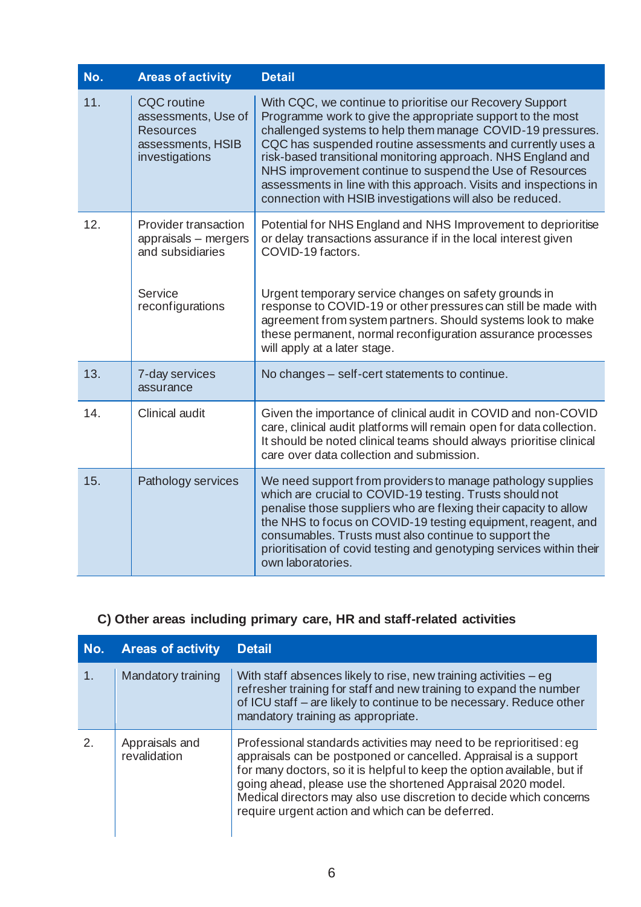| No. | Areas of activity | Detail |
|---|---|---|
| 11. | CQC routine assessments, Use of Resources assessments, HSIB investigations | With CQC, we continue to prioritise our Recovery Support Programme work to give the appropriate support to the most challenged systems to help them manage COVID-19 pressures. CQC has suspended routine assessments and currently uses a risk-based transitional monitoring approach. NHS England and NHS improvement continue to suspend the Use of Resources assessments in line with this approach. Visits and inspections in connection with HSIB investigations will also be reduced. |
| 12. | Provider transaction appraisals – mergers and subsidiaries | Potential for NHS England and NHS Improvement to deprioritise or delay transactions assurance if in the local interest given COVID-19 factors. |
| | Service reconfigurations | Urgent temporary service changes on safety grounds in response to COVID-19 or other pressures can still be made with agreement from system partners. Should systems look to make these permanent, normal reconfiguration assurance processes will apply at a later stage. |
| 13. | 7-day services assurance | No changes – self-cert statements to continue. |
| 14. | Clinical audit | Given the importance of clinical audit in COVID and non-COVID care, clinical audit platforms will remain open for data collection. It should be noted clinical teams should always prioritise clinical care over data collection and submission. |
| 15. | Pathology services | We need support from providers to manage pathology supplies which are crucial to COVID-19 testing. Trusts should not penalise those suppliers who are flexing their capacity to allow the NHS to focus on COVID-19 testing equipment, reagent, and consumables. Trusts must also continue to support the prioritisation of covid testing and genotyping services within their own laboratories. |

### C) Other areas including primary care, HR and staff-related activities

| No. | Areas of activity | Detail |
|---|---|---|
| 1. | Mandatory training | With staff absences likely to rise, new training activities – eg refresher training for staff and new training to expand the number of ICU staff – are likely to continue to be necessary. Reduce other mandatory training as appropriate. |
| 2. | Appraisals and revalidation | Professional standards activities may need to be reprioritised: eg appraisals can be postponed or cancelled. Appraisal is a support for many doctors, so it is helpful to keep the option available, but if going ahead, please use the shortened Appraisal 2020 model. Medical directors may also use discretion to decide which concerns require urgent action and which can be deferred. |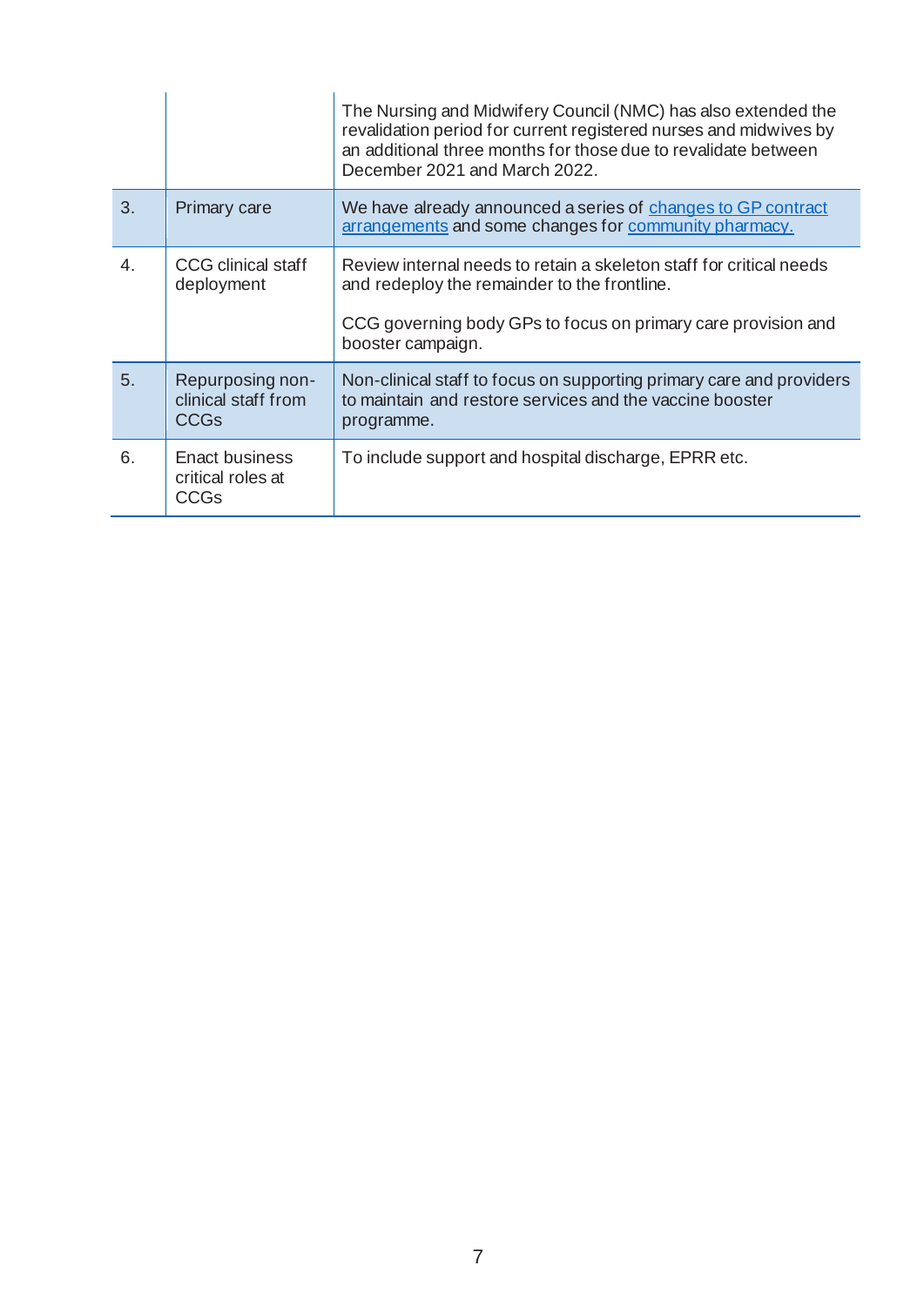|   |   |   |
|---|---|---|
|   |   | The Nursing and Midwifery Council (NMC) has also extended the revalidation period for current registered nurses and midwives by an additional three months for those due to revalidate between December 2021 and March 2022. |
| 3. | Primary care | We have already announced a series of [changes to GP contract arrangements]() and some changes for [community pharmacy.]() |
| 4. | CCG clinical staff deployment | Review internal needs to retain a skeleton staff for critical needs and redeploy the remainder to the frontline.<br><br>CCG governing body GPs to focus on primary care provision and booster campaign. |
| 5. | Repurposing non-clinical staff from CCGs | Non-clinical staff to focus on supporting primary care and providers to maintain and restore services and the vaccine booster programme. |
| 6. | Enact business critical roles at CCGs | To include support and hospital discharge, EPRR etc. |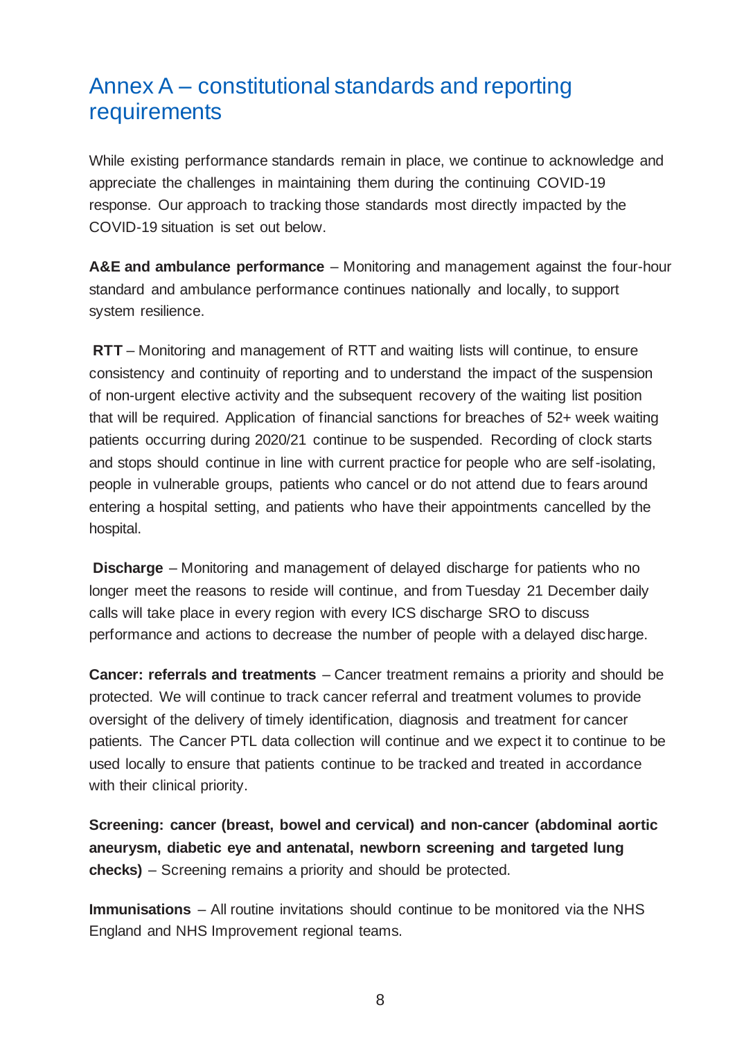# Annex A – constitutional standards and reporting requirements

While existing performance standards remain in place, we continue to acknowledge and appreciate the challenges in maintaining them during the continuing COVID-19 response. Our approach to tracking those standards most directly impacted by the COVID-19 situation is set out below.

**A&E and ambulance performance** – Monitoring and management against the four-hour standard and ambulance performance continues nationally and locally, to support system resilience.

**RTT** – Monitoring and management of RTT and waiting lists will continue, to ensure consistency and continuity of reporting and to understand the impact of the suspension of non-urgent elective activity and the subsequent recovery of the waiting list position that will be required. Application of financial sanctions for breaches of 52+ week waiting patients occurring during 2020/21 continue to be suspended. Recording of clock starts and stops should continue in line with current practice for people who are self-isolating, people in vulnerable groups, patients who cancel or do not attend due to fears around entering a hospital setting, and patients who have their appointments cancelled by the hospital.

**Discharge** – Monitoring and management of delayed discharge for patients who no longer meet the reasons to reside will continue, and from Tuesday 21 December daily calls will take place in every region with every ICS discharge SRO to discuss performance and actions to decrease the number of people with a delayed discharge.

**Cancer: referrals and treatments** – Cancer treatment remains a priority and should be protected. We will continue to track cancer referral and treatment volumes to provide oversight of the delivery of timely identification, diagnosis and treatment for cancer patients. The Cancer PTL data collection will continue and we expect it to continue to be used locally to ensure that patients continue to be tracked and treated in accordance with their clinical priority.

**Screening: cancer (breast, bowel and cervical) and non-cancer (abdominal aortic aneurysm, diabetic eye and antenatal, newborn screening and targeted lung checks)** – Screening remains a priority and should be protected.

**Immunisations** – All routine invitations should continue to be monitored via the NHS England and NHS Improvement regional teams.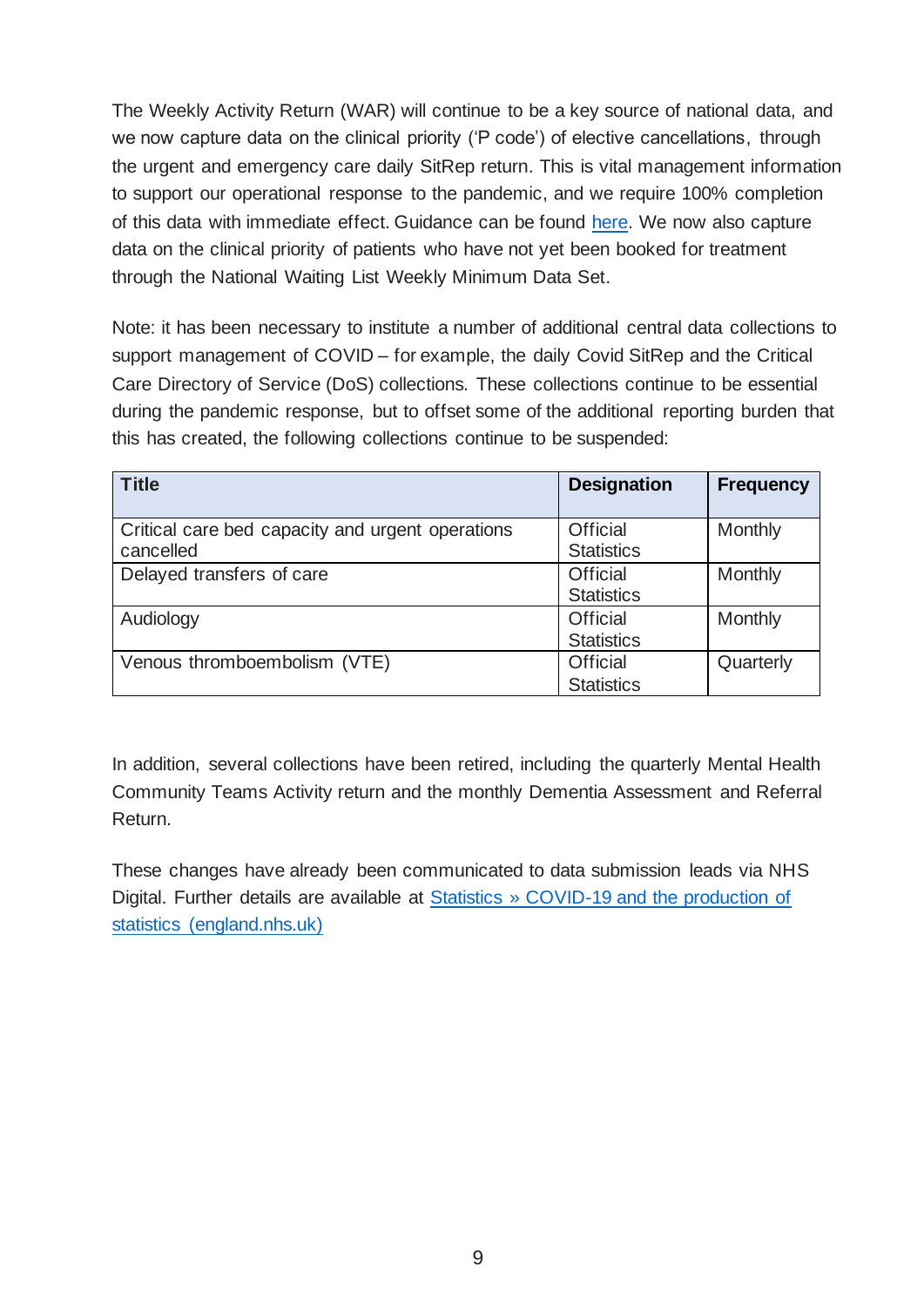The Weekly Activity Return (WAR) will continue to be a key source of national data, and we now capture data on the clinical priority ('P code') of elective cancellations, through the urgent and emergency care daily SitRep return. This is vital management information to support our operational response to the pandemic, and we require 100% completion of this data with immediate effect. Guidance can be found here. We now also capture data on the clinical priority of patients who have not yet been booked for treatment through the National Waiting List Weekly Minimum Data Set.

Note: it has been necessary to institute a number of additional central data collections to support management of COVID – for example, the daily Covid SitRep and the Critical Care Directory of Service (DoS) collections. These collections continue to be essential during the pandemic response, but to offset some of the additional reporting burden that this has created, the following collections continue to be suspended:

| Title | Designation | Frequency |
|---|---|---|
| Critical care bed capacity and urgent operations cancelled | Official Statistics | Monthly |
| Delayed transfers of care | Official Statistics | Monthly |
| Audiology | Official Statistics | Monthly |
| Venous thromboembolism (VTE) | Official Statistics | Quarterly |

In addition, several collections have been retired, including the quarterly Mental Health Community Teams Activity return and the monthly Dementia Assessment and Referral Return.

These changes have already been communicated to data submission leads via NHS Digital. Further details are available at Statistics » COVID-19 and the production of statistics (england.nhs.uk)